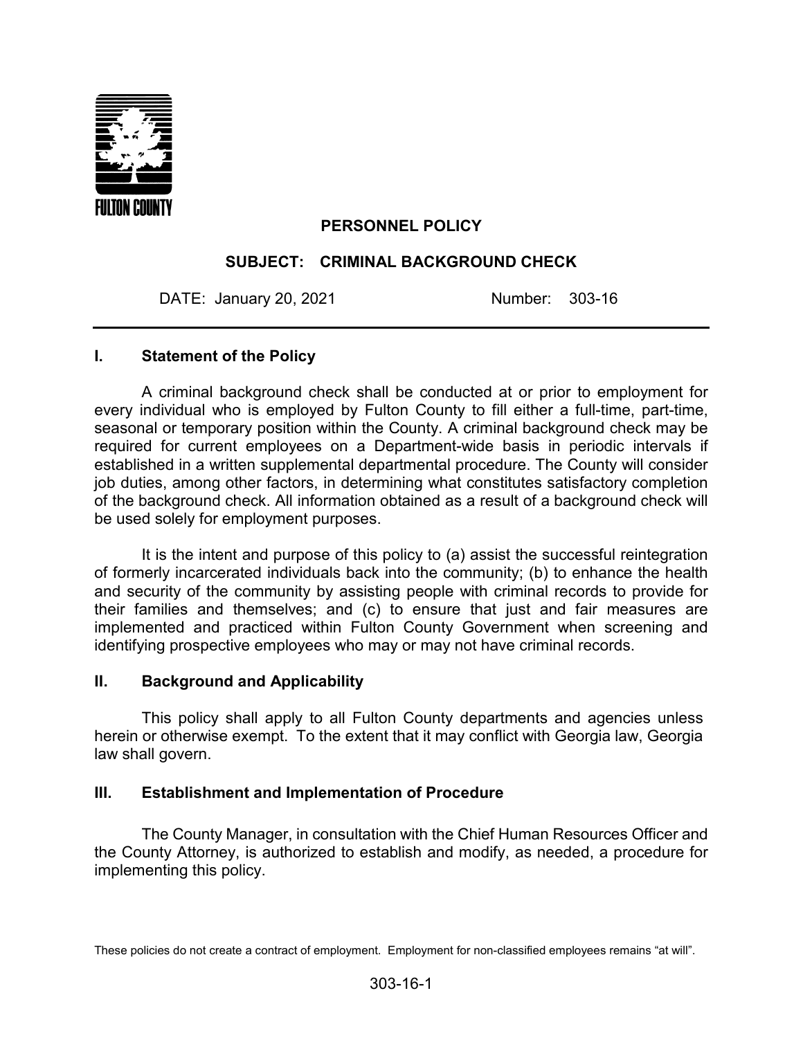FULTON COUNTY

# PERSONNEL POLICY

## SUBJECT: CRIMINAL BACKGROUND CHECK

DATE: January 20, 2021 Number: 303-16

---

### I. Statement of the Policy

A criminal background check shall be conducted at or prior to employment for every individual who is employed by Fulton County to fill either a full-time, part-time, seasonal or temporary position within the County. A criminal background check may be required for current employees on a Department-wide basis in periodic intervals if established in a written supplemental departmental procedure. The County will consider job duties, among other factors, in determining what constitutes satisfactory completion of the background check. All information obtained as a result of a background check will be used solely for employment purposes.

It is the intent and purpose of this policy to (a) assist the successful reintegration of formerly incarcerated individuals back into the community; (b) to enhance the health and security of the community by assisting people with criminal records to provide for their families and themselves; and (c) to ensure that just and fair measures are implemented and practiced within Fulton County Government when screening and identifying prospective employees who may or may not have criminal records.

### II. Background and Applicability

This policy shall apply to all Fulton County departments and agencies unless herein or otherwise exempt. To the extent that it may conflict with Georgia law, Georgia law shall govern.

### III. Establishment and Implementation of Procedure

The County Manager, in consultation with the Chief Human Resources Officer and the County Attorney, is authorized to establish and modify, as needed, a procedure for implementing this policy.

These policies do not create a contract of employment. Employment for non-classified employees remains "at will".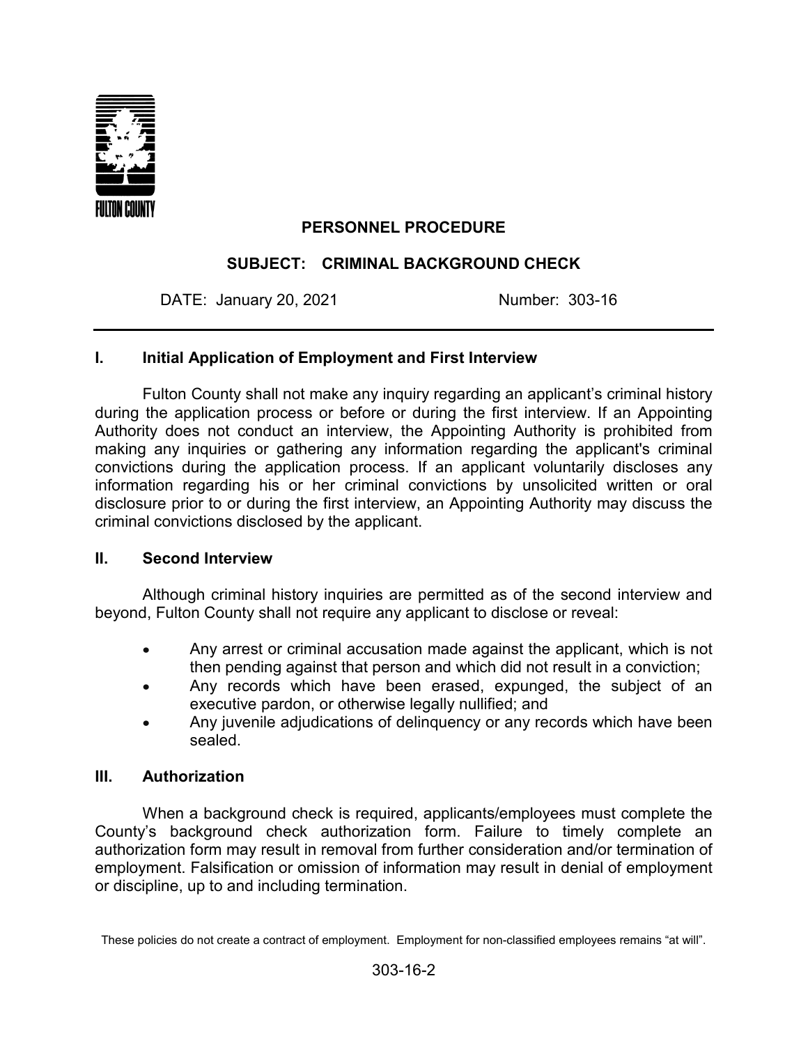FULTON COUNTY

**PERSONNEL PROCEDURE**

**SUBJECT: CRIMINAL BACKGROUND CHECK**

DATE: January 20, 2021 Number: 303-16

---

## I. Initial Application of Employment and First Interview

Fulton County shall not make any inquiry regarding an applicant's criminal history during the application process or before or during the first interview. If an Appointing Authority does not conduct an interview, the Appointing Authority is prohibited from making any inquiries or gathering any information regarding the applicant's criminal convictions during the application process. If an applicant voluntarily discloses any information regarding his or her criminal convictions by unsolicited written or oral disclosure prior to or during the first interview, an Appointing Authority may discuss the criminal convictions disclosed by the applicant.

## II. Second Interview

Although criminal history inquiries are permitted as of the second interview and beyond, Fulton County shall not require any applicant to disclose or reveal:

- Any arrest or criminal accusation made against the applicant, which is not then pending against that person and which did not result in a conviction;
- Any records which have been erased, expunged, the subject of an executive pardon, or otherwise legally nullified; and
- Any juvenile adjudications of delinquency or any records which have been sealed.

## III. Authorization

When a background check is required, applicants/employees must complete the County's background check authorization form. Failure to timely complete an authorization form may result in removal from further consideration and/or termination of employment. Falsification or omission of information may result in denial of employment or discipline, up to and including termination.

These policies do not create a contract of employment. Employment for non-classified employees remains "at will".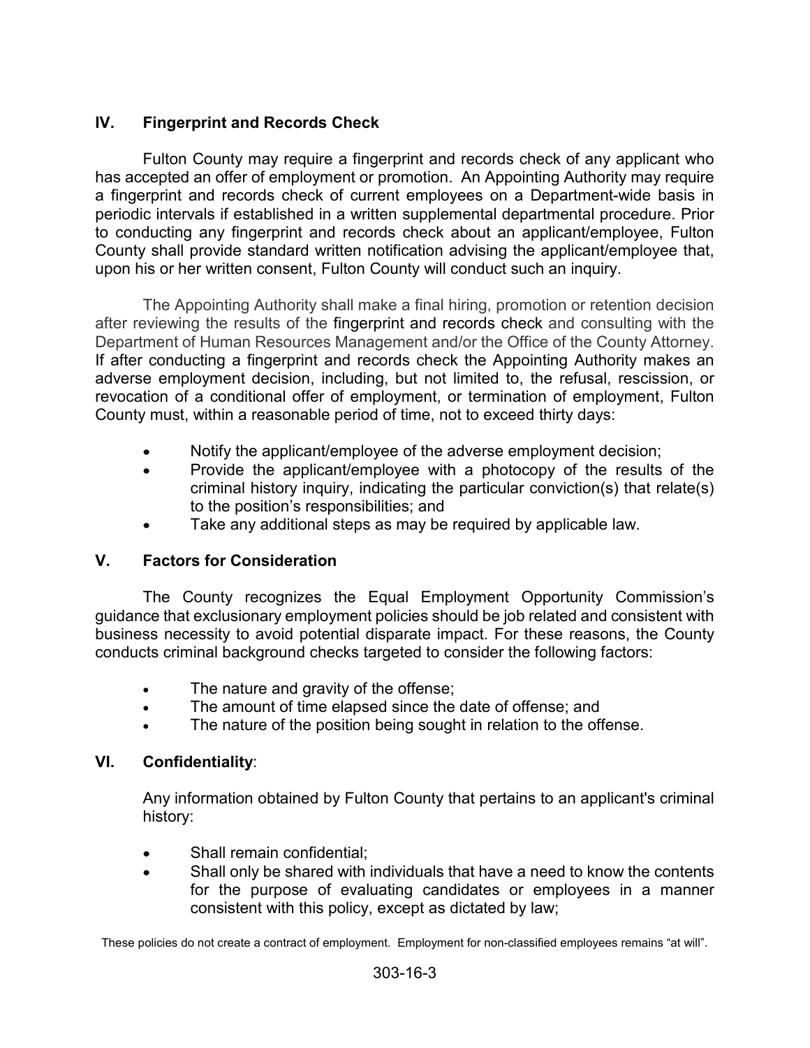## IV. Fingerprint and Records Check

Fulton County may require a fingerprint and records check of any applicant who has accepted an offer of employment or promotion. An Appointing Authority may require a fingerprint and records check of current employees on a Department-wide basis in periodic intervals if established in a written supplemental departmental procedure. Prior to conducting any fingerprint and records check about an applicant/employee, Fulton County shall provide standard written notification advising the applicant/employee that, upon his or her written consent, Fulton County will conduct such an inquiry.

The Appointing Authority shall make a final hiring, promotion or retention decision after reviewing the results of the fingerprint and records check and consulting with the Department of Human Resources Management and/or the Office of the County Attorney. If after conducting a fingerprint and records check the Appointing Authority makes an adverse employment decision, including, but not limited to, the refusal, rescission, or revocation of a conditional offer of employment, or termination of employment, Fulton County must, within a reasonable period of time, not to exceed thirty days:

- Notify the applicant/employee of the adverse employment decision;
- Provide the applicant/employee with a photocopy of the results of the criminal history inquiry, indicating the particular conviction(s) that relate(s) to the position's responsibilities; and
- Take any additional steps as may be required by applicable law.

## V. Factors for Consideration

The County recognizes the Equal Employment Opportunity Commission's guidance that exclusionary employment policies should be job related and consistent with business necessity to avoid potential disparate impact. For these reasons, the County conducts criminal background checks targeted to consider the following factors:

- The nature and gravity of the offense;
- The amount of time elapsed since the date of offense; and
- The nature of the position being sought in relation to the offense.

## VI. Confidentiality:

Any information obtained by Fulton County that pertains to an applicant's criminal history:

- Shall remain confidential;
- Shall only be shared with individuals that have a need to know the contents for the purpose of evaluating candidates or employees in a manner consistent with this policy, except as dictated by law;

These policies do not create a contract of employment. Employment for non-classified employees remains "at will".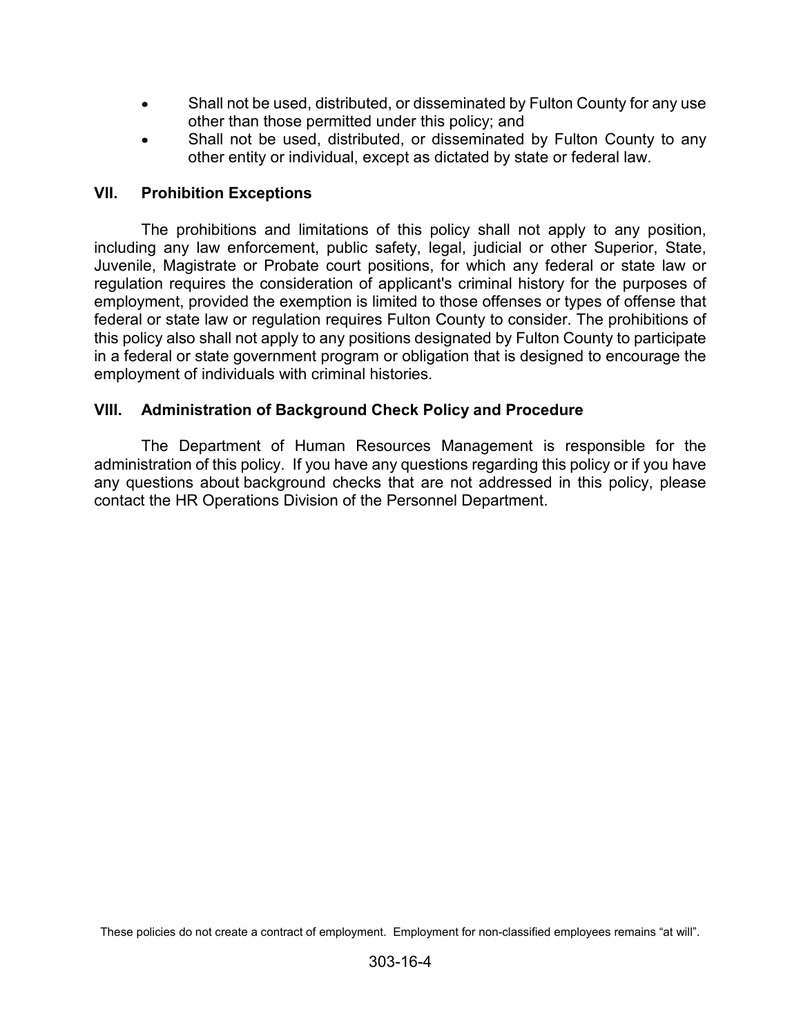- Shall not be used, distributed, or disseminated by Fulton County for any use other than those permitted under this policy; and
- Shall not be used, distributed, or disseminated by Fulton County to any other entity or individual, except as dictated by state or federal law.

## VII. Prohibition Exceptions

The prohibitions and limitations of this policy shall not apply to any position, including any law enforcement, public safety, legal, judicial or other Superior, State, Juvenile, Magistrate or Probate court positions, for which any federal or state law or regulation requires the consideration of applicant's criminal history for the purposes of employment, provided the exemption is limited to those offenses or types of offense that federal or state law or regulation requires Fulton County to consider. The prohibitions of this policy also shall not apply to any positions designated by Fulton County to participate in a federal or state government program or obligation that is designed to encourage the employment of individuals with criminal histories.

## VIII. Administration of Background Check Policy and Procedure

The Department of Human Resources Management is responsible for the administration of this policy. If you have any questions regarding this policy or if you have any questions about background checks that are not addressed in this policy, please contact the HR Operations Division of the Personnel Department.